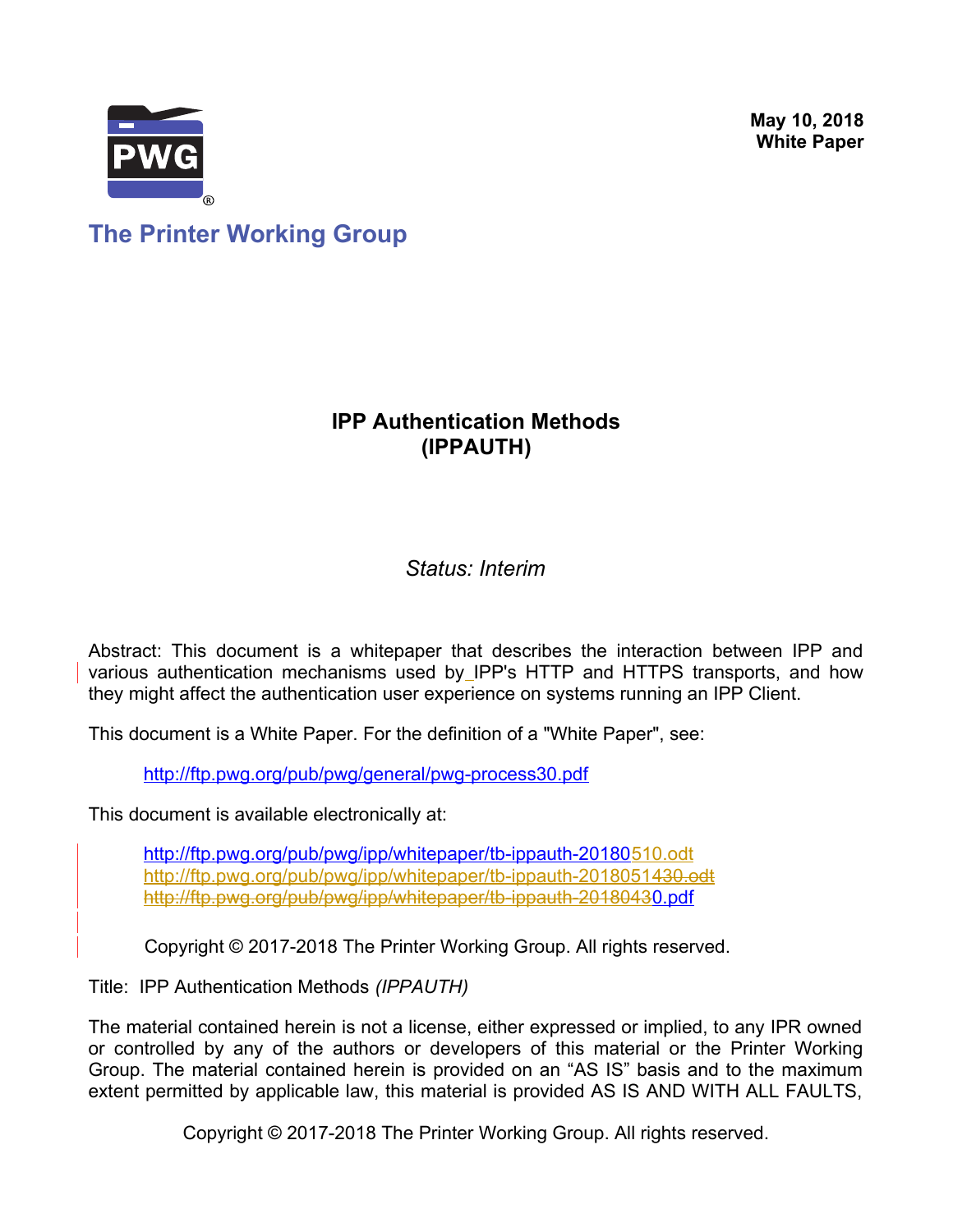May 10, 2018
**White Paper**

**The Printer Working Group**

# IPP Authentication Methods (IPPAUTH)

*Status: Interim*

Abstract: This document is a whitepaper that describes the interaction between IPP and various authentication mechanisms used by IPP's HTTP and HTTPS transports, and how they might affect the authentication user experience on systems running an IPP Client.

This document is a White Paper. For the definition of a "White Paper", see:

http://ftp.pwg.org/pub/pwg/general/pwg-process30.pdf

This document is available electronically at:

http://ftp.pwg.org/pub/pwg/ipp/whitepaper/tb-ippauth-20180510.odt
http://ftp.pwg.org/pub/pwg/ipp/whitepaper/tb-ippauth-20180510.pdf

Copyright © 2017-2018 The Printer Working Group. All rights reserved.

Title: IPP Authentication Methods *(IPPAUTH)*

The material contained herein is not a license, either expressed or implied, to any IPR owned or controlled by any of the authors or developers of this material or the Printer Working Group. The material contained herein is provided on an "AS IS" basis and to the maximum extent permitted by applicable law, this material is provided AS IS AND WITH ALL FAULTS,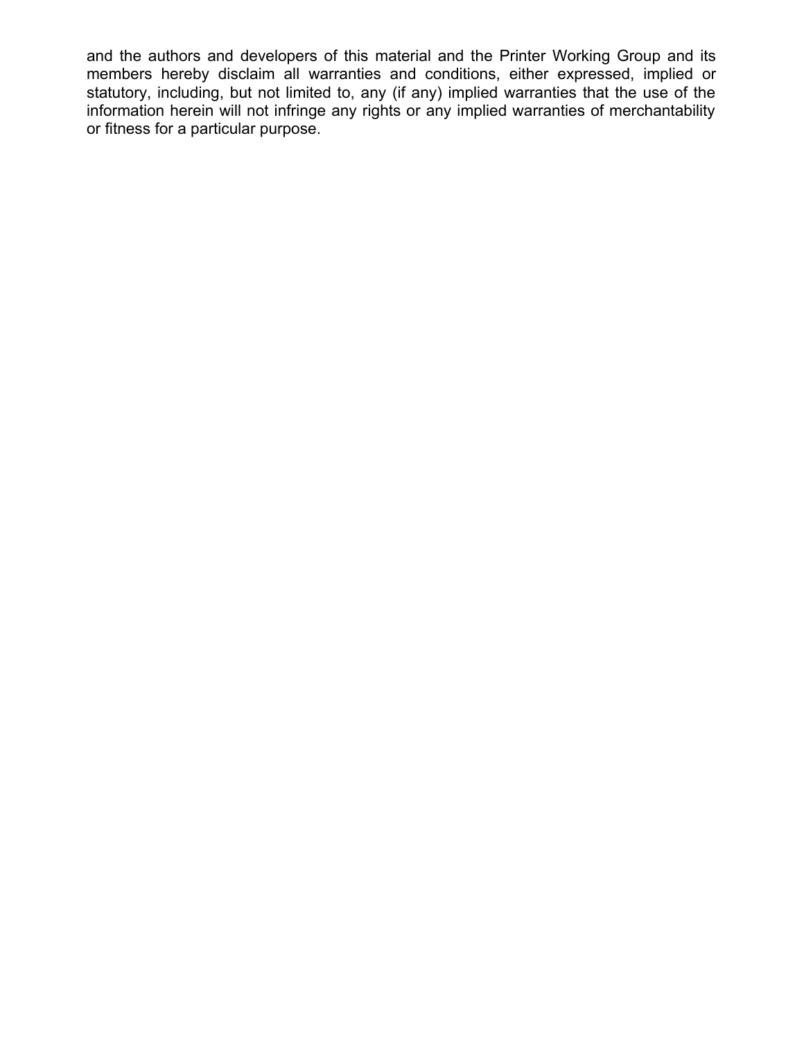and the authors and developers of this material and the Printer Working Group and its members hereby disclaim all warranties and conditions, either expressed, implied or statutory, including, but not limited to, any (if any) implied warranties that the use of the information herein will not infringe any rights or any implied warranties of merchantability or fitness for a particular purpose.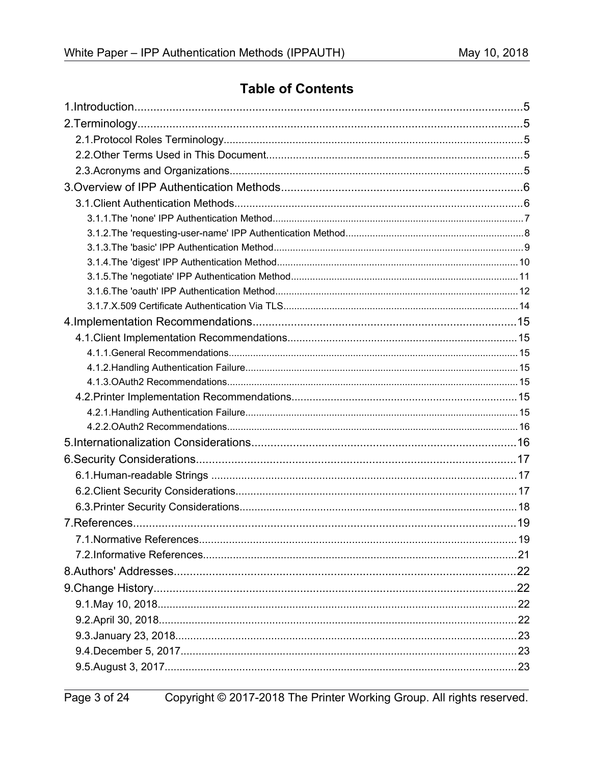# Table of Contents

1.Introduction....................................................................................................................5

2.Terminology....................................................................................................................5

2.1.Protocol Roles Terminology....................................................................................5

2.2.Other Terms Used in This Document....................................................................5

2.3.Acronyms and Organizations..................................................................................5

3.Overview of IPP Authentication Methods.....................................................................6

3.1.Client Authentication Methods...............................................................................6

3.1.1.The 'none' IPP Authentication Method..............................................................7

3.1.2.The 'requesting-user-name' IPP Authentication Method....................................8

3.1.3.The 'basic' IPP Authentication Method..............................................................9

3.1.4.The 'digest' IPP Authentication Method............................................................10

3.1.5.The 'negotiate' IPP Authentication Method.......................................................11

3.1.6.The 'oauth' IPP Authentication Method............................................................12

3.1.7.X.509 Certificate Authentication Via TLS..........................................................14

4.Implementation Recommendations...........................................................................15

4.1.Client Implementation Recommendations............................................................15

4.1.1.General Recommendations..............................................................................15

4.1.2.Handling Authentication Failure.......................................................................15

4.1.3.OAuth2 Recommendations...............................................................................15

4.2.Printer Implementation Recommendations...........................................................15

4.2.1.Handling Authentication Failure.......................................................................15

4.2.2.OAuth2 Recommendations...............................................................................16

5.Internationalization Considerations...........................................................................16

6.Security Considerations.............................................................................................17

6.1.Human-readable Strings .......................................................................................17

6.2.Client Security Considerations..............................................................................17

6.3.Printer Security Considerations.............................................................................18

7.References.................................................................................................................19

7.1.Normative References...........................................................................................19

7.2.Informative References..........................................................................................21

8.Authors' Addresses.....................................................................................................22

9.Change History............................................................................................................22

9.1.May 10, 2018.........................................................................................................22

9.2.April 30, 2018........................................................................................................22

9.3.January 23, 2018...................................................................................................23

9.4.December 5, 2017..................................................................................................23

9.5.August 3, 2017.......................................................................................................23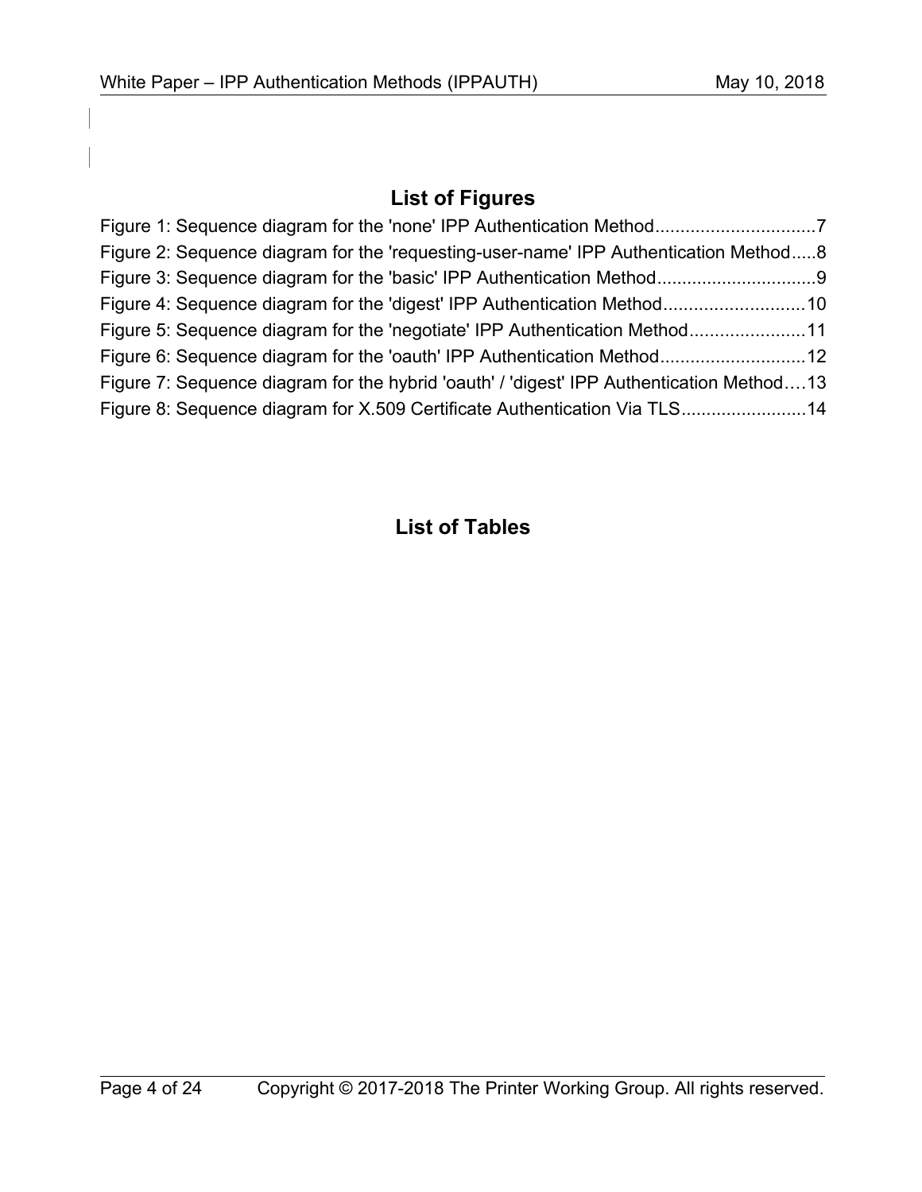## List of Figures

Figure 1: Sequence diagram for the 'none' IPP Authentication Method................................7
Figure 2: Sequence diagram for the 'requesting-user-name' IPP Authentication Method.....8
Figure 3: Sequence diagram for the 'basic' IPP Authentication Method................................9
Figure 4: Sequence diagram for the 'digest' IPP Authentication Method............................10
Figure 5: Sequence diagram for the 'negotiate' IPP Authentication Method.......................11
Figure 6: Sequence diagram for the 'oauth' IPP Authentication Method.............................12
Figure 7: Sequence diagram for the hybrid 'oauth' / 'digest' IPP Authentication Method....13
Figure 8: Sequence diagram for X.509 Certificate Authentication Via TLS.........................14

## List of Tables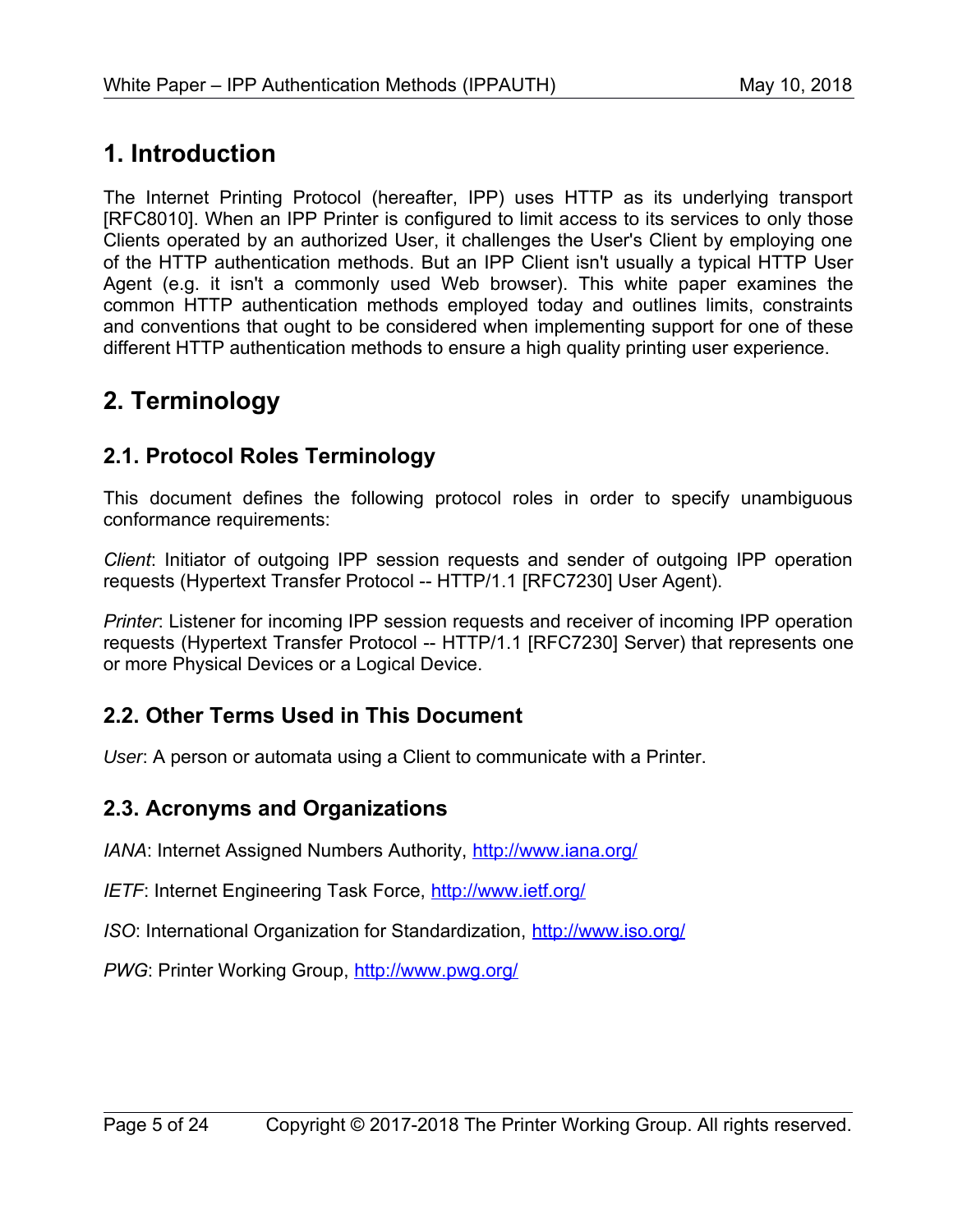# 1. Introduction

The Internet Printing Protocol (hereafter, IPP) uses HTTP as its underlying transport [RFC8010]. When an IPP Printer is configured to limit access to its services to only those Clients operated by an authorized User, it challenges the User's Client by employing one of the HTTP authentication methods. But an IPP Client isn't usually a typical HTTP User Agent (e.g. it isn't a commonly used Web browser). This white paper examines the common HTTP authentication methods employed today and outlines limits, constraints and conventions that ought to be considered when implementing support for one of these different HTTP authentication methods to ensure a high quality printing user experience.

# 2. Terminology

## 2.1. Protocol Roles Terminology

This document defines the following protocol roles in order to specify unambiguous conformance requirements:

*Client*: Initiator of outgoing IPP session requests and sender of outgoing IPP operation requests (Hypertext Transfer Protocol -- HTTP/1.1 [RFC7230] User Agent).

*Printer*: Listener for incoming IPP session requests and receiver of incoming IPP operation requests (Hypertext Transfer Protocol -- HTTP/1.1 [RFC7230] Server) that represents one or more Physical Devices or a Logical Device.

## 2.2. Other Terms Used in This Document

*User*: A person or automata using a Client to communicate with a Printer.

## 2.3. Acronyms and Organizations

*IANA*: Internet Assigned Numbers Authority, http://www.iana.org/

*IETF*: Internet Engineering Task Force, http://www.ietf.org/

*ISO*: International Organization for Standardization, http://www.iso.org/

*PWG*: Printer Working Group, http://www.pwg.org/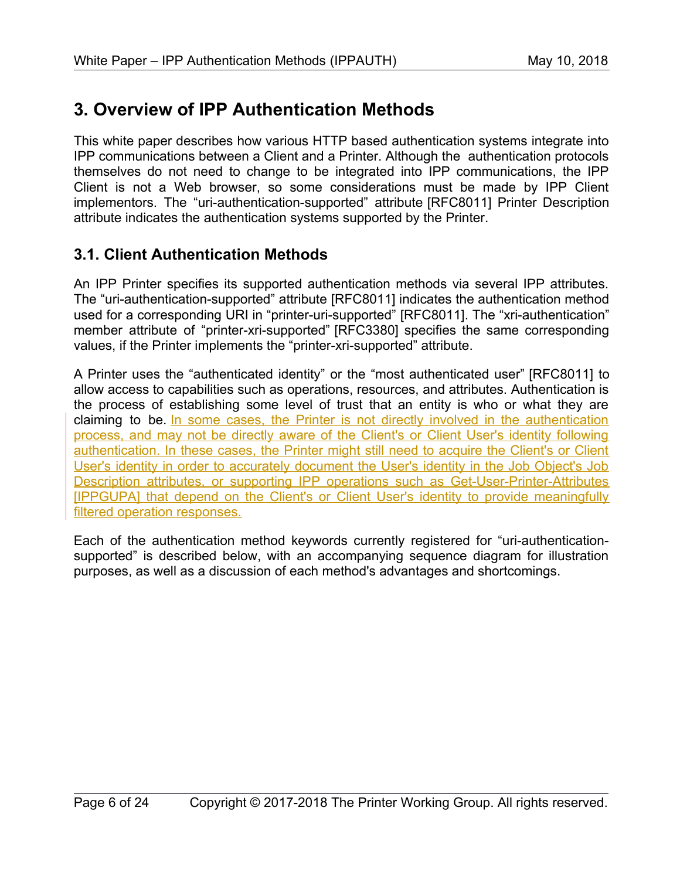# 3. Overview of IPP Authentication Methods

This white paper describes how various HTTP based authentication systems integrate into IPP communications between a Client and a Printer. Although the authentication protocols themselves do not need to change to be integrated into IPP communications, the IPP Client is not a Web browser, so some considerations must be made by IPP Client implementors. The "uri-authentication-supported" attribute [RFC8011] Printer Description attribute indicates the authentication systems supported by the Printer.

## 3.1. Client Authentication Methods

An IPP Printer specifies its supported authentication methods via several IPP attributes. The "uri-authentication-supported" attribute [RFC8011] indicates the authentication method used for a corresponding URI in "printer-uri-supported" [RFC8011]. The "xri-authentication" member attribute of "printer-xri-supported" [RFC3380] specifies the same corresponding values, if the Printer implements the "printer-xri-supported" attribute.

A Printer uses the "authenticated identity" or the "most authenticated user" [RFC8011] to allow access to capabilities such as operations, resources, and attributes. Authentication is the process of establishing some level of trust that an entity is who or what they are claiming to be. In some cases, the Printer is not directly involved in the authentication process, and may not be directly aware of the Client's or Client User's identity following authentication. In these cases, the Printer might still need to acquire the Client's or Client User's identity in order to accurately document the User's identity in the Job Object's Job Description attributes, or supporting IPP operations such as Get-User-Printer-Attributes [IPPGUPA] that depend on the Client's or Client User's identity to provide meaningfully filtered operation responses.

Each of the authentication method keywords currently registered for "uri-authentication-supported" is described below, with an accompanying sequence diagram for illustration purposes, as well as a discussion of each method's advantages and shortcomings.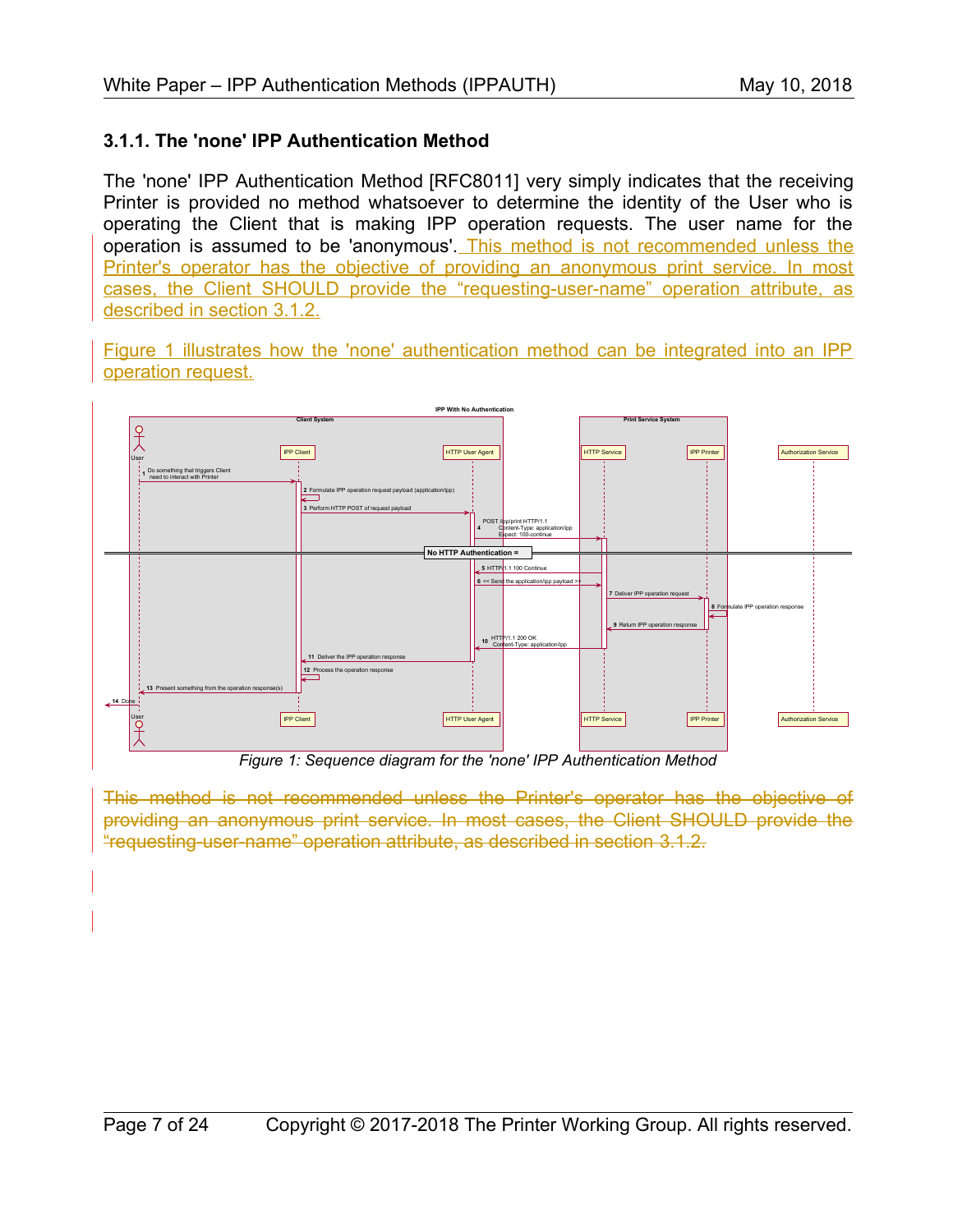### 3.1.1. The 'none' IPP Authentication Method

The 'none' IPP Authentication Method [RFC8011] very simply indicates that the receiving Printer is provided no method whatsoever to determine the identity of the User who is operating the Client that is making IPP operation requests. The user name for the operation is assumed to be 'anonymous'. This method is not recommended unless the Printer's operator has the objective of providing an anonymous print service. In most cases, the Client SHOULD provide the “requesting-user-name” operation attribute, as described in section 3.1.2.

Figure 1 illustrates how the 'none' authentication method can be integrated into an IPP operation request.

*Figure 1: Sequence diagram for the 'none' IPP Authentication Method*

~~This method is not recommended unless the Printer's operator has the objective of providing an anonymous print service. In most cases, the Client SHOULD provide the “requesting-user-name” operation attribute, as described in section 3.1.2.~~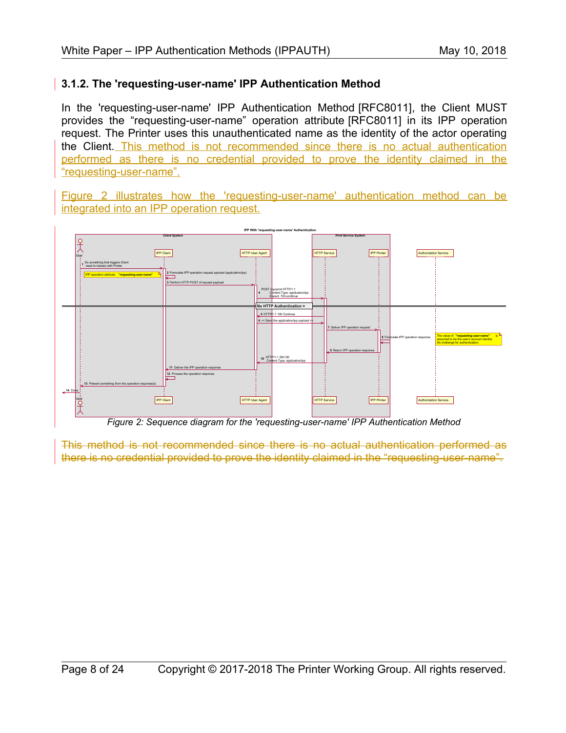### 3.1.2. The 'requesting-user-name' IPP Authentication Method

In the 'requesting-user-name' IPP Authentication Method [RFC8011], the Client MUST provides the "requesting-user-name" operation attribute [RFC8011] in its IPP operation request. The Printer uses this unauthenticated name as the identity of the actor operating the Client. This method is not recommended since there is no actual authentication performed as there is no credential provided to prove the identity claimed in the "requesting-user-name".

Figure 2 illustrates how the 'requesting-user-name' authentication method can be integrated into an IPP operation request.

*Figure 2: Sequence diagram for the 'requesting-user-name' IPP Authentication Method*

~~This method is not recommended since there is no actual authentication performed as there is no credential provided to prove the identity claimed in the "requesting-user-name".~~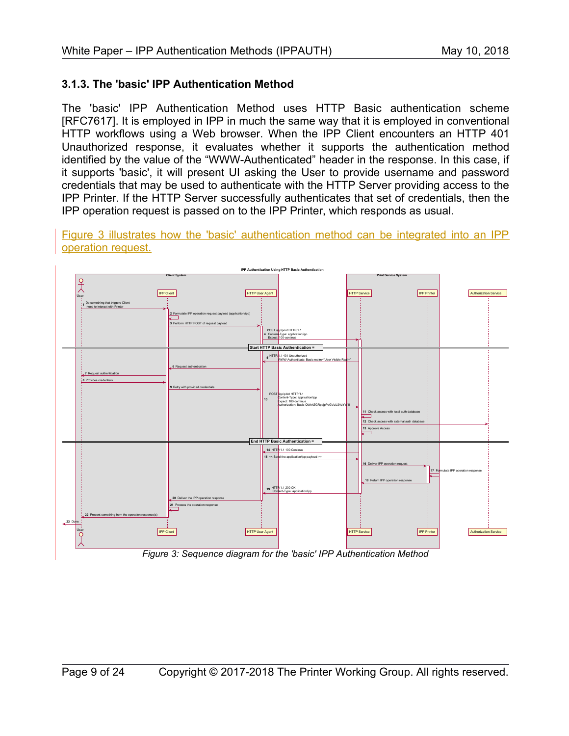### 3.1.3. The 'basic' IPP Authentication Method

The 'basic' IPP Authentication Method uses HTTP Basic authentication scheme [RFC7617]. It is employed in IPP in much the same way that it is employed in conventional HTTP workflows using a Web browser. When the IPP Client encounters an HTTP 401 Unauthorized response, it evaluates whether it supports the authentication method identified by the value of the “WWW-Authenticated” header in the response. In this case, if it supports 'basic', it will present UI asking the User to provide username and password credentials that may be used to authenticate with the HTTP Server providing access to the IPP Printer. If the HTTP Server successfully authenticates that set of credentials, then the IPP operation request is passed on to the IPP Printer, which responds as usual.

Figure 3 illustrates how the 'basic' authentication method can be integrated into an IPP operation request.

*Figure 3: Sequence diagram for the 'basic' IPP Authentication Method*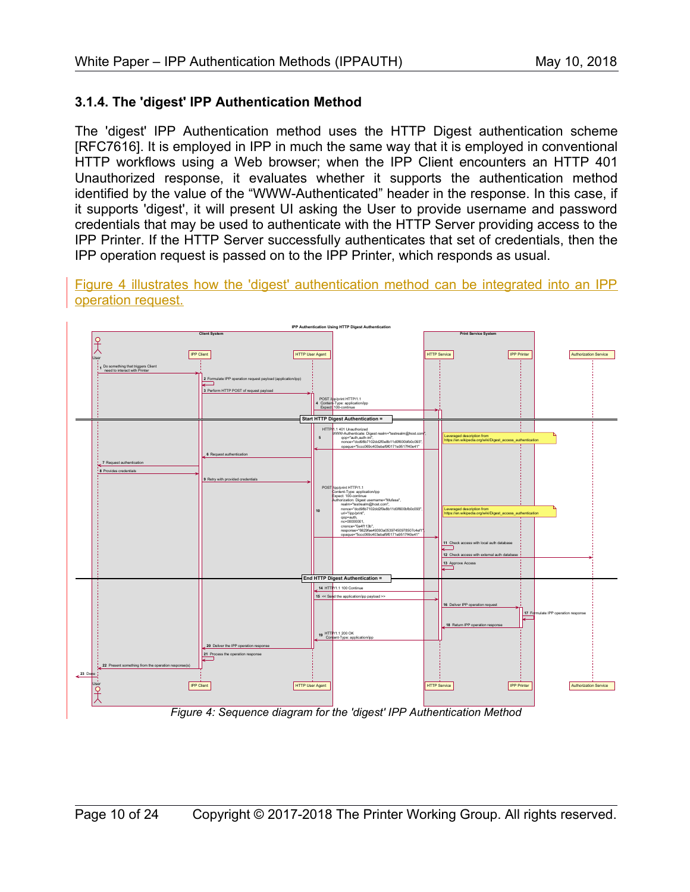### 3.1.4. The 'digest' IPP Authentication Method

The 'digest' IPP Authentication method uses the HTTP Digest authentication scheme [RFC7616]. It is employed in IPP in much the same way that it is employed in conventional HTTP workflows using a Web browser; when the IPP Client encounters an HTTP 401 Unauthorized response, it evaluates whether it supports the authentication method identified by the value of the "WWW-Authenticated" header in the response. In this case, if it supports 'digest', it will present UI asking the User to provide username and password credentials that may be used to authenticate with the HTTP Server providing access to the IPP Printer. If the HTTP Server successfully authenticates that set of credentials, then the IPP operation request is passed on to the IPP Printer, which responds as usual.

Figure 4 illustrates how the 'digest' authentication method can be integrated into an IPP operation request.

*Figure 4: Sequence diagram for the 'digest' IPP Authentication Method*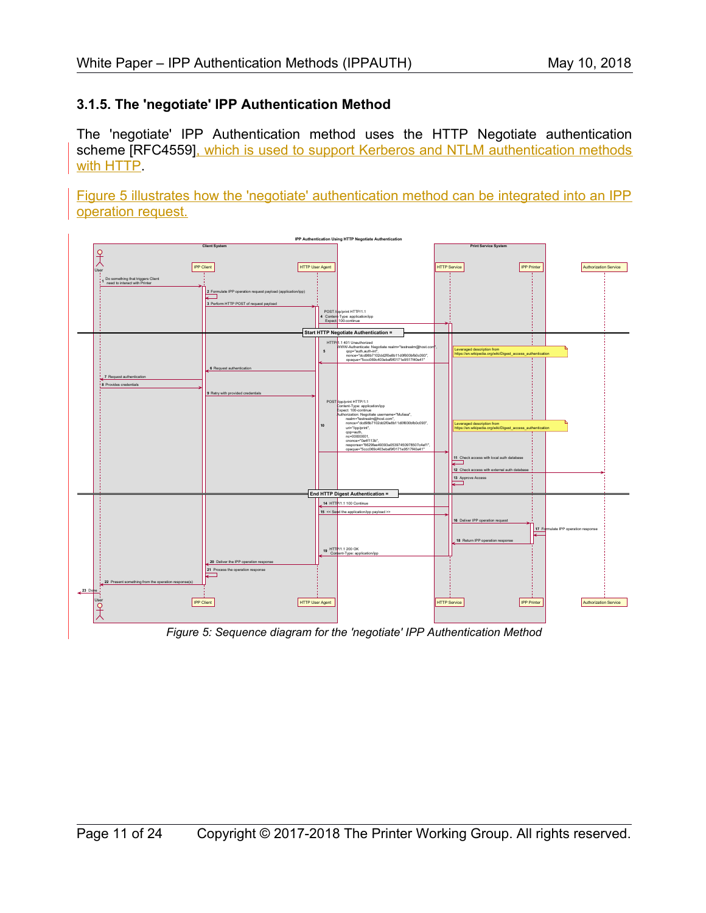### 3.1.5. The 'negotiate' IPP Authentication Method

The 'negotiate' IPP Authentication method uses the HTTP Negotiate authentication scheme [RFC4559], which is used to support Kerberos and NTLM authentication methods with HTTP.

Figure 5 illustrates how the 'negotiate' authentication method can be integrated into an IPP operation request.

*Figure 5: Sequence diagram for the 'negotiate' IPP Authentication Method*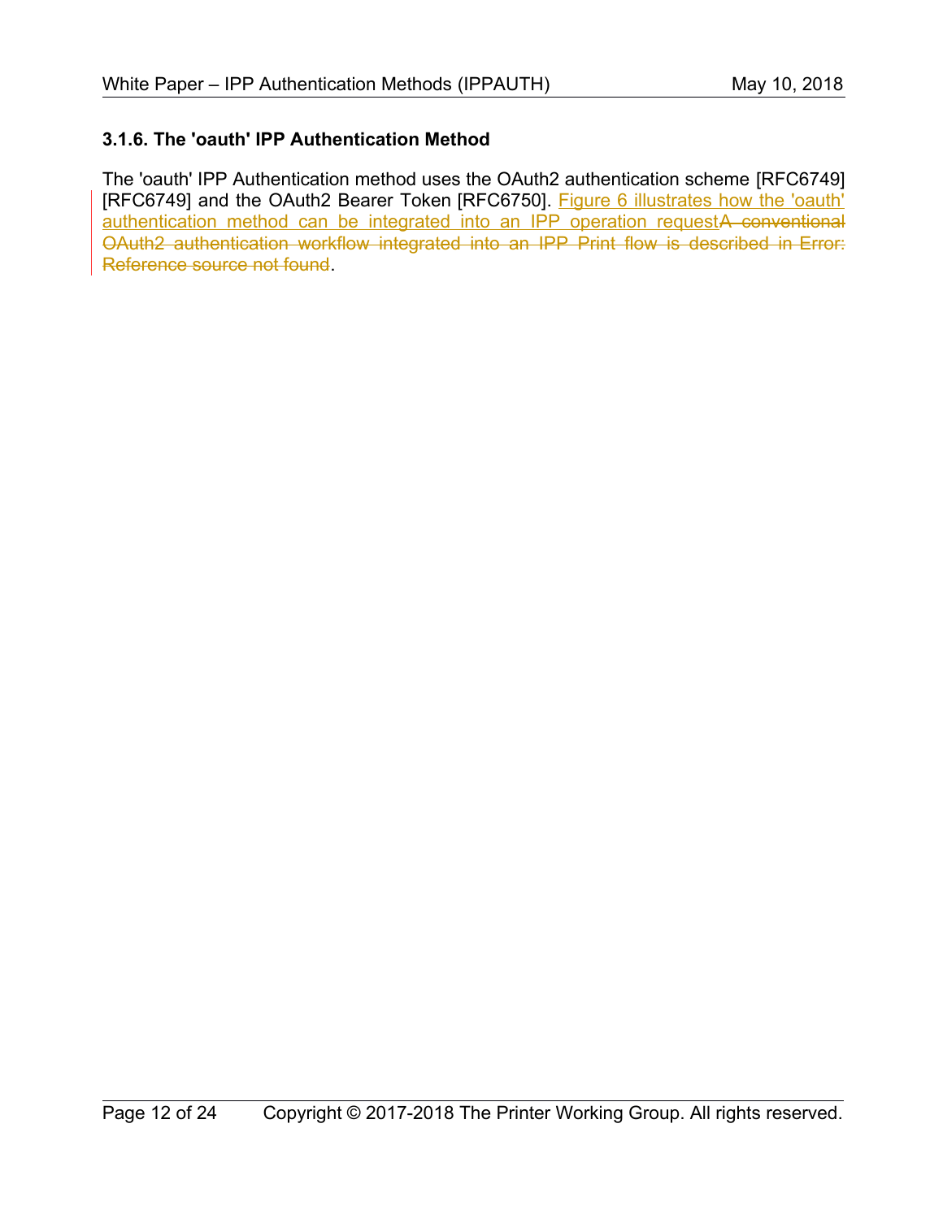### 3.1.6. The 'oauth' IPP Authentication Method

The 'oauth' IPP Authentication method uses the OAuth2 authentication scheme [RFC6749] [RFC6749] and the OAuth2 Bearer Token [RFC6750]. Figure 6 illustrates how the 'oauth' authentication method can be integrated into an IPP operation request~~A conventional OAuth2 authentication workflow integrated into an IPP Print flow is described in Error: Reference source not found~~.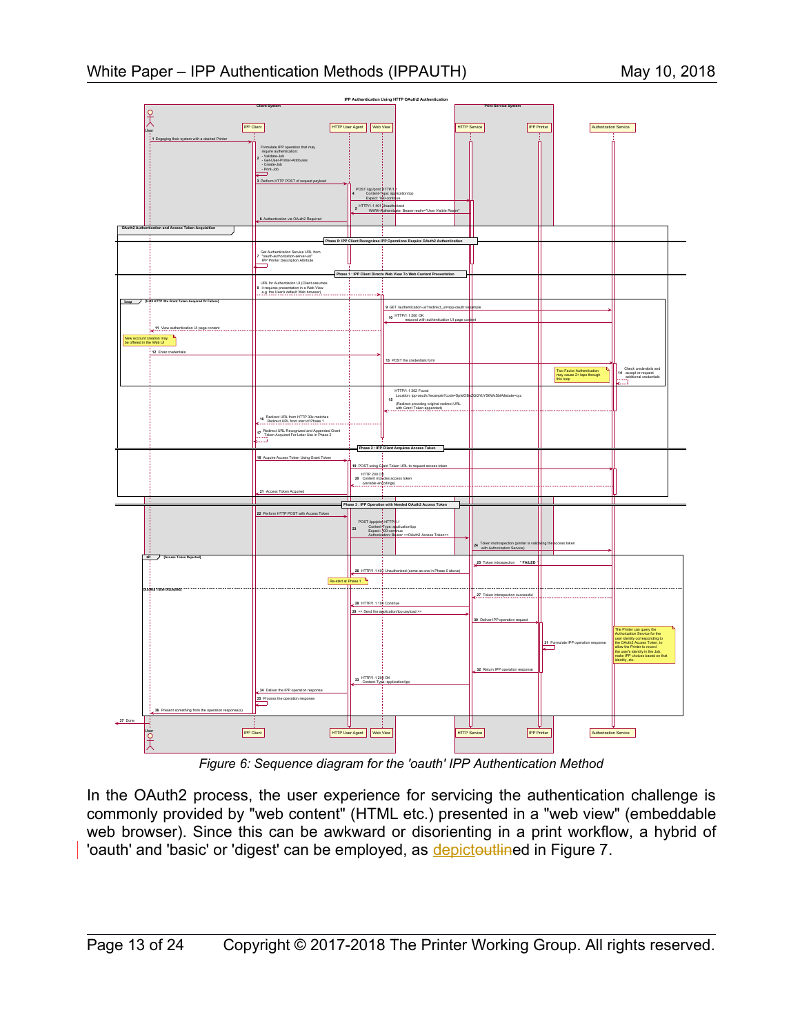*Figure 6: Sequence diagram for the 'oauth' IPP Authentication Method*

In the OAuth2 process, the user experience for servicing the authentication challenge is commonly provided by "web content" (HTML etc.) presented in a "web view" (embeddable web browser). Since this can be awkward or disorienting in a print workflow, a hybrid of 'oauth' and 'basic' or 'digest' can be employed, as depicted in Figure 7.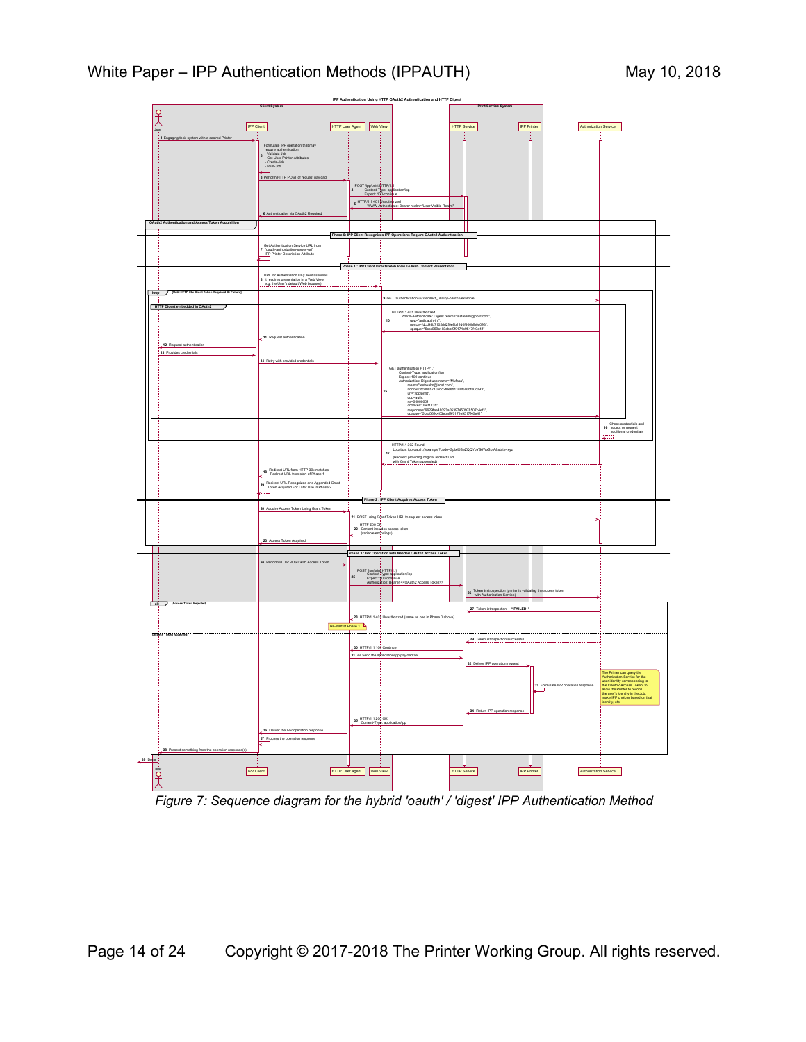*Figure 7: Sequence diagram for the hybrid 'oauth' / 'digest' IPP Authentication Method*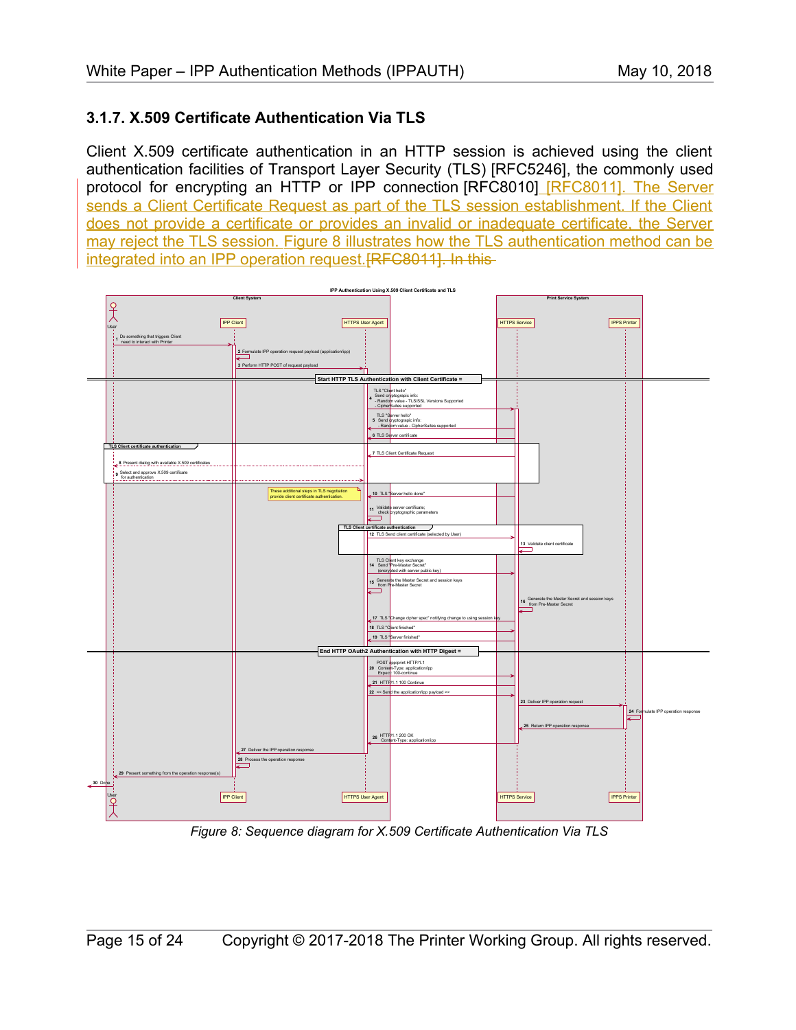### 3.1.7. X.509 Certificate Authentication Via TLS

Client X.509 certificate authentication in an HTTP session is achieved using the client authentication facilities of Transport Layer Security (TLS) [RFC5246], the commonly used protocol for encrypting an HTTP or IPP connection [RFC8010] [RFC8011]. The Server sends a Client Certificate Request as part of the TLS session establishment. If the Client does not provide a certificate or provides an invalid or inadequate certificate, the Server may reject the TLS session. Figure 8 illustrates how the TLS authentication method can be integrated into an IPP operation request.~~[RFC8011]. In this~~

*Figure 8: Sequence diagram for X.509 Certificate Authentication Via TLS*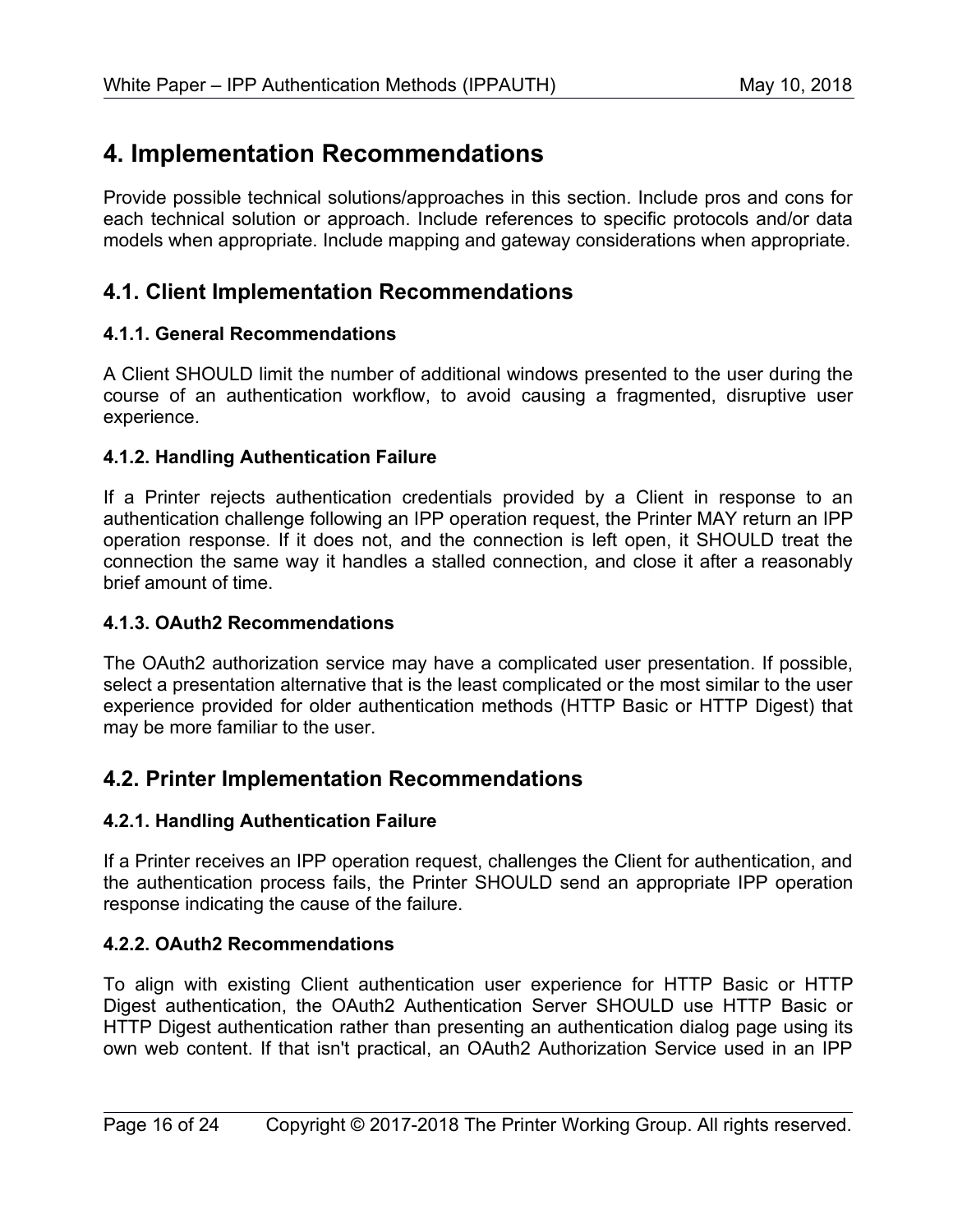# 4. Implementation Recommendations

Provide possible technical solutions/approaches in this section. Include pros and cons for each technical solution or approach. Include references to specific protocols and/or data models when appropriate. Include mapping and gateway considerations when appropriate.

## 4.1. Client Implementation Recommendations

### 4.1.1. General Recommendations

A Client SHOULD limit the number of additional windows presented to the user during the course of an authentication workflow, to avoid causing a fragmented, disruptive user experience.

### 4.1.2. Handling Authentication Failure

If a Printer rejects authentication credentials provided by a Client in response to an authentication challenge following an IPP operation request, the Printer MAY return an IPP operation response. If it does not, and the connection is left open, it SHOULD treat the connection the same way it handles a stalled connection, and close it after a reasonably brief amount of time.

### 4.1.3. OAuth2 Recommendations

The OAuth2 authorization service may have a complicated user presentation. If possible, select a presentation alternative that is the least complicated or the most similar to the user experience provided for older authentication methods (HTTP Basic or HTTP Digest) that may be more familiar to the user.

## 4.2. Printer Implementation Recommendations

### 4.2.1. Handling Authentication Failure

If a Printer receives an IPP operation request, challenges the Client for authentication, and the authentication process fails, the Printer SHOULD send an appropriate IPP operation response indicating the cause of the failure.

### 4.2.2. OAuth2 Recommendations

To align with existing Client authentication user experience for HTTP Basic or HTTP Digest authentication, the OAuth2 Authentication Server SHOULD use HTTP Basic or HTTP Digest authentication rather than presenting an authentication dialog page using its own web content. If that isn't practical, an OAuth2 Authorization Service used in an IPP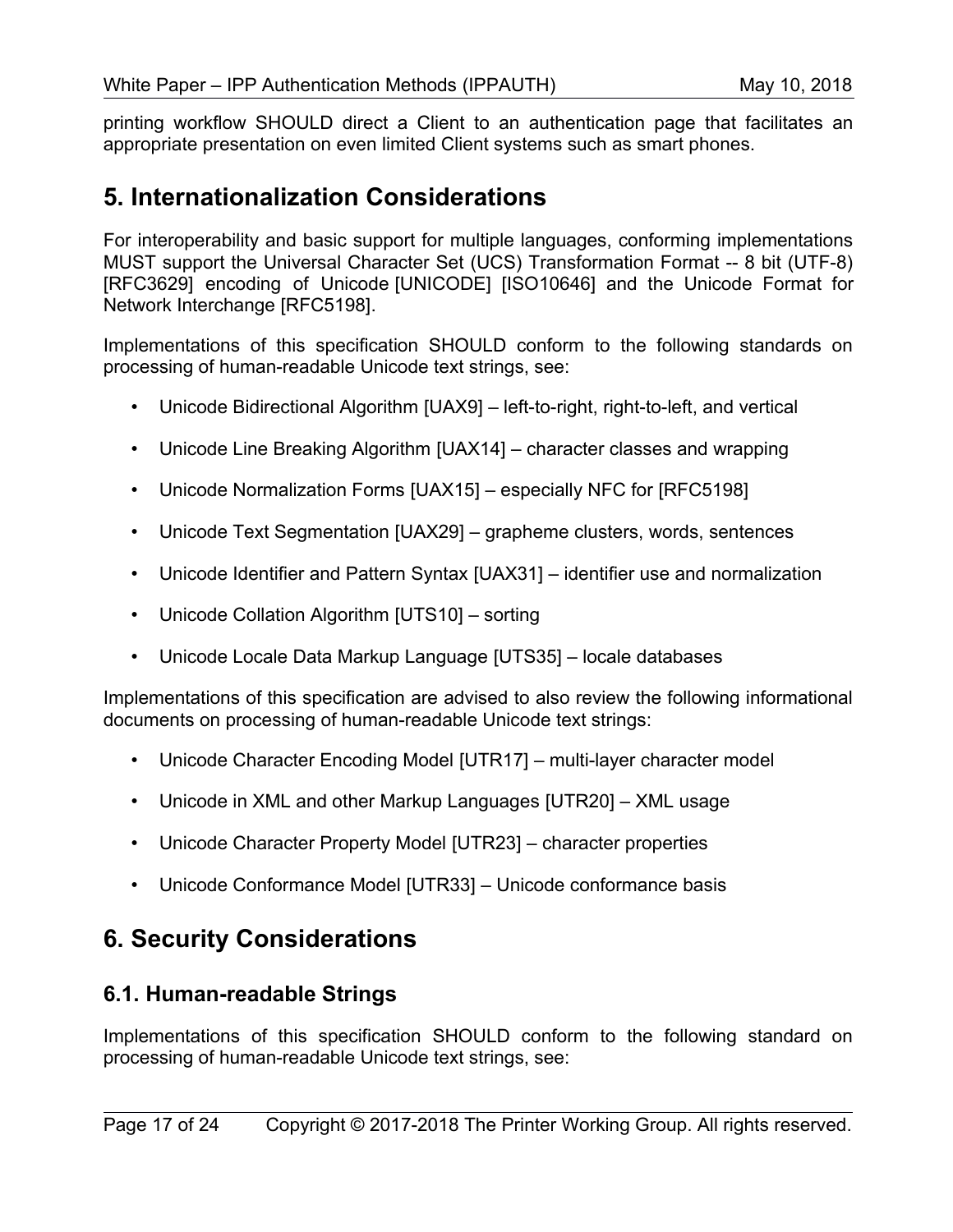printing workflow SHOULD direct a Client to an authentication page that facilitates an appropriate presentation on even limited Client systems such as smart phones.

# 5. Internationalization Considerations

For interoperability and basic support for multiple languages, conforming implementations MUST support the Universal Character Set (UCS) Transformation Format -- 8 bit (UTF-8) [RFC3629] encoding of Unicode [UNICODE] [ISO10646] and the Unicode Format for Network Interchange [RFC5198].

Implementations of this specification SHOULD conform to the following standards on processing of human-readable Unicode text strings, see:

- Unicode Bidirectional Algorithm [UAX9] – left-to-right, right-to-left, and vertical
- Unicode Line Breaking Algorithm [UAX14] – character classes and wrapping
- Unicode Normalization Forms [UAX15] – especially NFC for [RFC5198]
- Unicode Text Segmentation [UAX29] – grapheme clusters, words, sentences
- Unicode Identifier and Pattern Syntax [UAX31] – identifier use and normalization
- Unicode Collation Algorithm [UTS10] – sorting
- Unicode Locale Data Markup Language [UTS35] – locale databases

Implementations of this specification are advised to also review the following informational documents on processing of human-readable Unicode text strings:

- Unicode Character Encoding Model [UTR17] – multi-layer character model
- Unicode in XML and other Markup Languages [UTR20] – XML usage
- Unicode Character Property Model [UTR23] – character properties
- Unicode Conformance Model [UTR33] – Unicode conformance basis

# 6. Security Considerations

## 6.1. Human-readable Strings

Implementations of this specification SHOULD conform to the following standard on processing of human-readable Unicode text strings, see: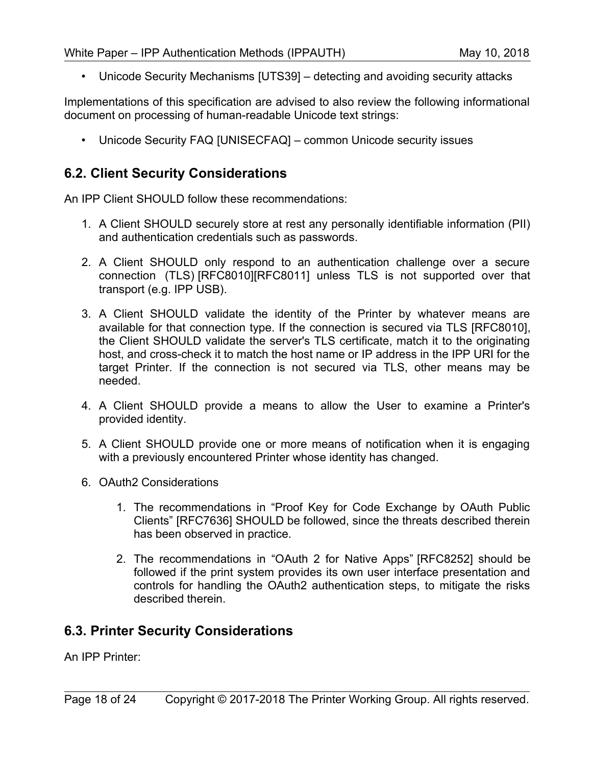- Unicode Security Mechanisms [UTS39] – detecting and avoiding security attacks

Implementations of this specification are advised to also review the following informational document on processing of human-readable Unicode text strings:

- Unicode Security FAQ [UNISECFAQ] – common Unicode security issues

## 6.2. Client Security Considerations

An IPP Client SHOULD follow these recommendations:

1. A Client SHOULD securely store at rest any personally identifiable information (PII) and authentication credentials such as passwords.
2. A Client SHOULD only respond to an authentication challenge over a secure connection (TLS) [RFC8010][RFC8011] unless TLS is not supported over that transport (e.g. IPP USB).
3. A Client SHOULD validate the identity of the Printer by whatever means are available for that connection type. If the connection is secured via TLS [RFC8010], the Client SHOULD validate the server's TLS certificate, match it to the originating host, and cross-check it to match the host name or IP address in the IPP URI for the target Printer. If the connection is not secured via TLS, other means may be needed.
4. A Client SHOULD provide a means to allow the User to examine a Printer's provided identity.
5. A Client SHOULD provide one or more means of notification when it is engaging with a previously encountered Printer whose identity has changed.
6. OAuth2 Considerations
    1. The recommendations in “Proof Key for Code Exchange by OAuth Public Clients” [RFC7636] SHOULD be followed, since the threats described therein has been observed in practice.
    2. The recommendations in “OAuth 2 for Native Apps” [RFC8252] should be followed if the print system provides its own user interface presentation and controls for handling the OAuth2 authentication steps, to mitigate the risks described therein.

## 6.3. Printer Security Considerations

An IPP Printer: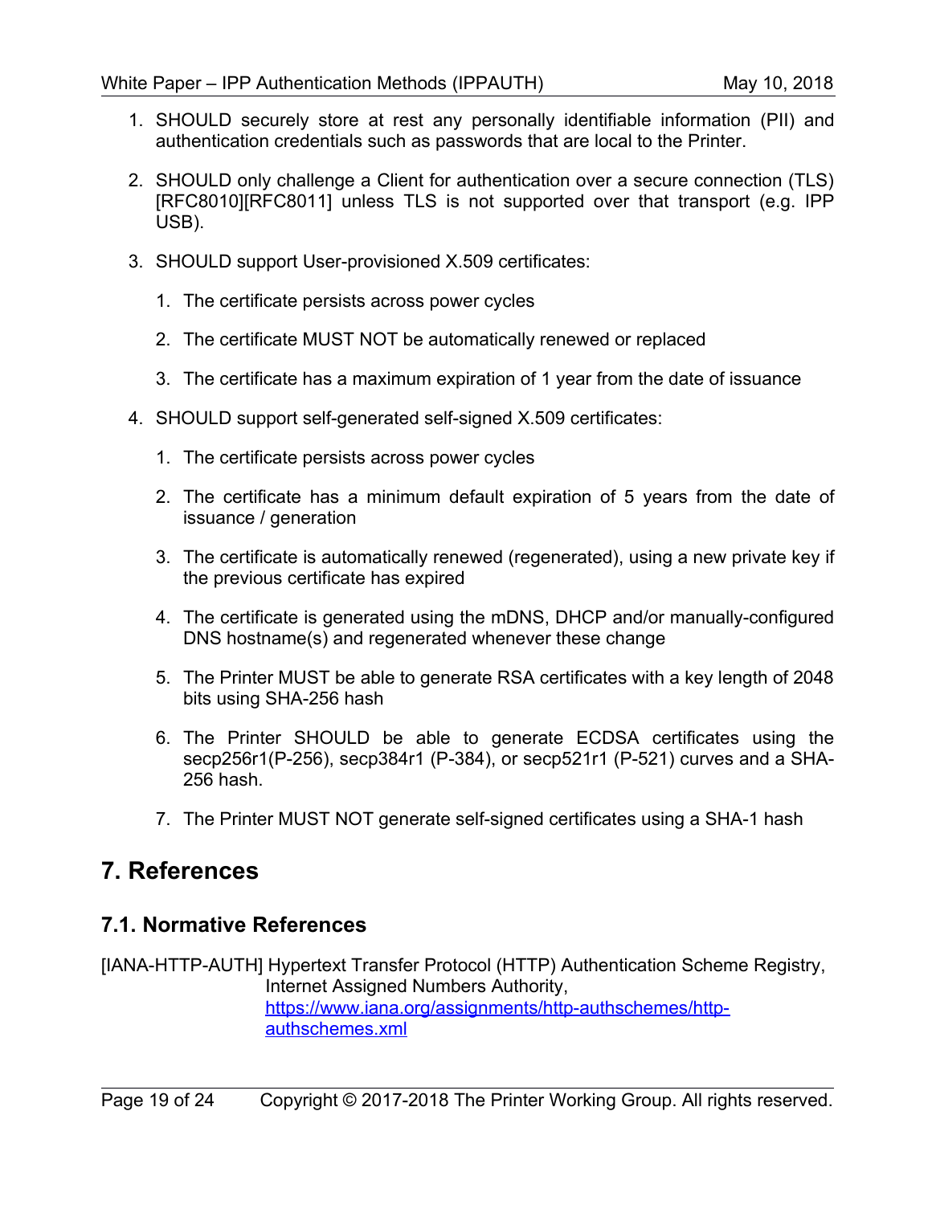1. SHOULD securely store at rest any personally identifiable information (PII) and authentication credentials such as passwords that are local to the Printer.

2. SHOULD only challenge a Client for authentication over a secure connection (TLS) [RFC8010][RFC8011] unless TLS is not supported over that transport (e.g. IPP USB).

3. SHOULD support User-provisioned X.509 certificates:

    1. The certificate persists across power cycles

    2. The certificate MUST NOT be automatically renewed or replaced

    3. The certificate has a maximum expiration of 1 year from the date of issuance

4. SHOULD support self-generated self-signed X.509 certificates:

    1. The certificate persists across power cycles

    2. The certificate has a minimum default expiration of 5 years from the date of issuance / generation

    3. The certificate is automatically renewed (regenerated), using a new private key if the previous certificate has expired

    4. The certificate is generated using the mDNS, DHCP and/or manually-configured DNS hostname(s) and regenerated whenever these change

    5. The Printer MUST be able to generate RSA certificates with a key length of 2048 bits using SHA-256 hash

    6. The Printer SHOULD be able to generate ECDSA certificates using the secp256r1(P-256), secp384r1 (P-384), or secp521r1 (P-521) curves and a SHA-256 hash.

    7. The Printer MUST NOT generate self-signed certificates using a SHA-1 hash

# 7. References

## 7.1. Normative References

[IANA-HTTP-AUTH] Hypertext Transfer Protocol (HTTP) Authentication Scheme Registry, Internet Assigned Numbers Authority, [https://www.iana.org/assignments/http-authschemes/http-authschemes.xml](https://www.iana.org/assignments/http-authschemes/http-authschemes.xml)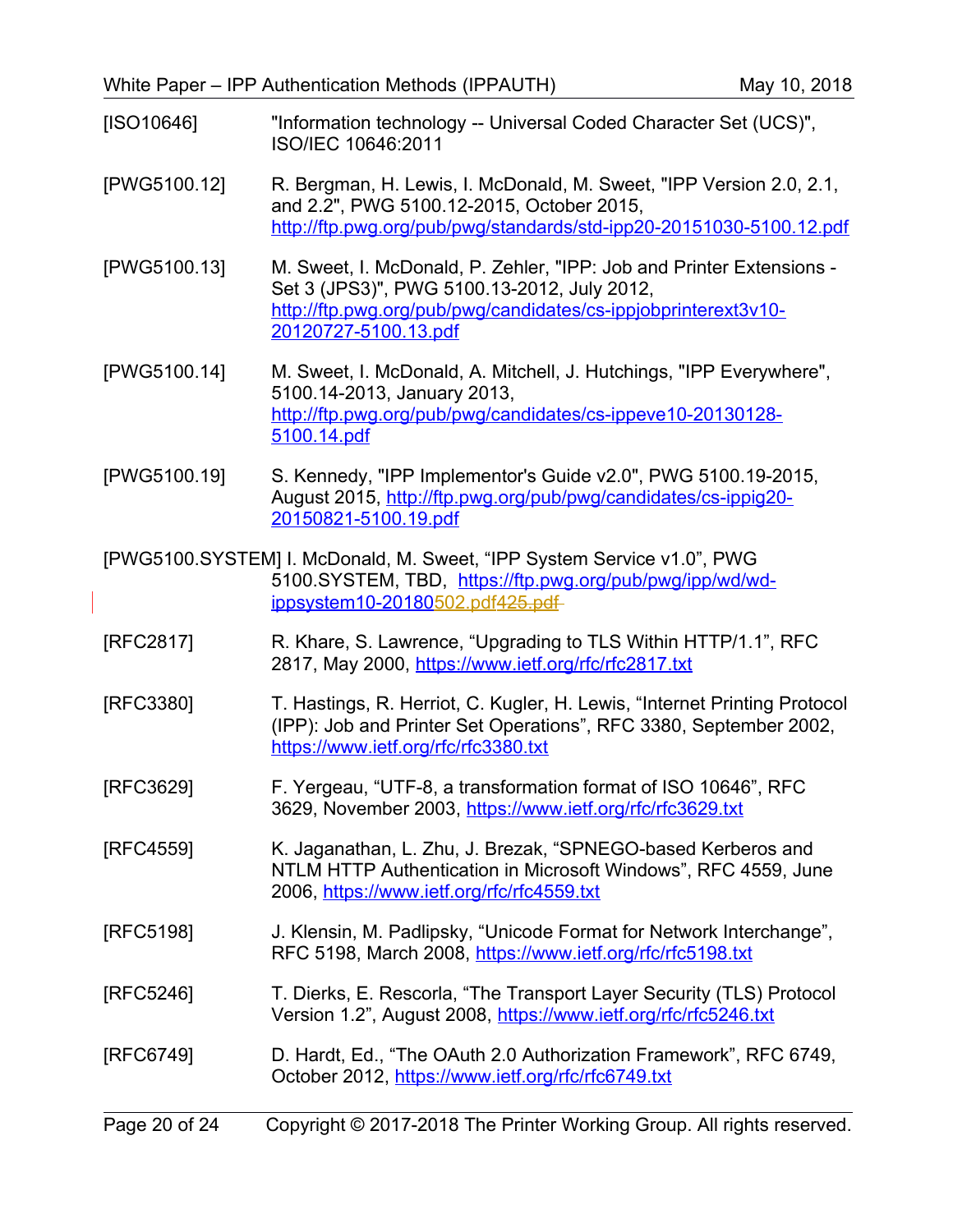[ISO10646] "Information technology -- Universal Coded Character Set (UCS)", ISO/IEC 10646:2011

[PWG5100.12] R. Bergman, H. Lewis, I. McDonald, M. Sweet, "IPP Version 2.0, 2.1, and 2.2", PWG 5100.12-2015, October 2015, http://ftp.pwg.org/pub/pwg/standards/std-ipp20-20151030-5100.12.pdf

[PWG5100.13] M. Sweet, I. McDonald, P. Zehler, "IPP: Job and Printer Extensions - Set 3 (JPS3)", PWG 5100.13-2012, July 2012, http://ftp.pwg.org/pub/pwg/candidates/cs-ippjobprinterext3v10-20120727-5100.13.pdf

[PWG5100.14] M. Sweet, I. McDonald, A. Mitchell, J. Hutchings, "IPP Everywhere", 5100.14-2013, January 2013, http://ftp.pwg.org/pub/pwg/candidates/cs-ippeve10-20130128-5100.14.pdf

[PWG5100.19] S. Kennedy, "IPP Implementor's Guide v2.0", PWG 5100.19-2015, August 2015, http://ftp.pwg.org/pub/pwg/candidates/cs-ippig20-20150821-5100.19.pdf

[PWG5100.SYSTEM] I. McDonald, M. Sweet, "IPP System Service v1.0", PWG 5100.SYSTEM, TBD, https://ftp.pwg.org/pub/pwg/ipp/wd/wd-ippsystem10-20180502.pdf~~425.pdf~~

[RFC2817] R. Khare, S. Lawrence, "Upgrading to TLS Within HTTP/1.1", RFC 2817, May 2000, https://www.ietf.org/rfc/rfc2817.txt

[RFC3380] T. Hastings, R. Herriot, C. Kugler, H. Lewis, "Internet Printing Protocol (IPP): Job and Printer Set Operations", RFC 3380, September 2002, https://www.ietf.org/rfc/rfc3380.txt

[RFC3629] F. Yergeau, "UTF-8, a transformation format of ISO 10646", RFC 3629, November 2003, https://www.ietf.org/rfc/rfc3629.txt

[RFC4559] K. Jaganathan, L. Zhu, J. Brezak, "SPNEGO-based Kerberos and NTLM HTTP Authentication in Microsoft Windows", RFC 4559, June 2006, https://www.ietf.org/rfc/rfc4559.txt

[RFC5198] J. Klensin, M. Padlipsky, "Unicode Format for Network Interchange", RFC 5198, March 2008, https://www.ietf.org/rfc/rfc5198.txt

[RFC5246] T. Dierks, E. Rescorla, "The Transport Layer Security (TLS) Protocol Version 1.2", August 2008, https://www.ietf.org/rfc/rfc5246.txt

[RFC6749] D. Hardt, Ed., "The OAuth 2.0 Authorization Framework", RFC 6749, October 2012, https://www.ietf.org/rfc/rfc6749.txt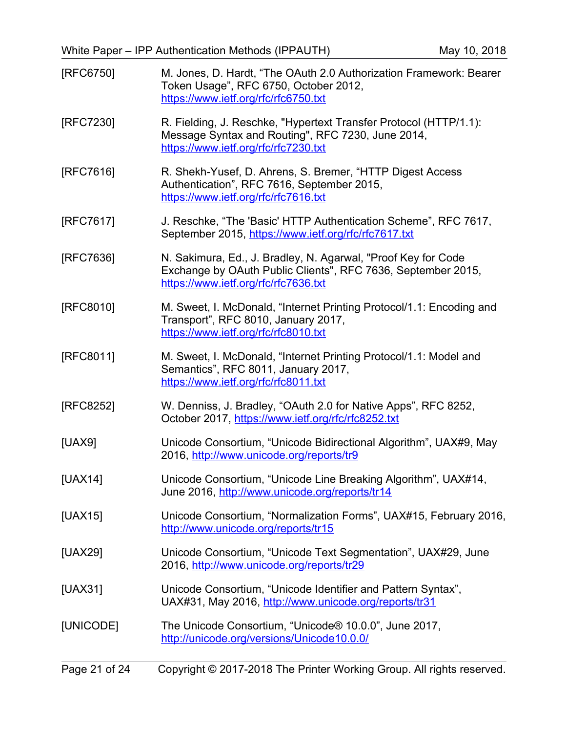[RFC6750] M. Jones, D. Hardt, “The OAuth 2.0 Authorization Framework: Bearer Token Usage”, RFC 6750, October 2012, https://www.ietf.org/rfc/rfc6750.txt

[RFC7230] R. Fielding, J. Reschke, "Hypertext Transfer Protocol (HTTP/1.1): Message Syntax and Routing", RFC 7230, June 2014, https://www.ietf.org/rfc/rfc7230.txt

[RFC7616] R. Shekh-Yusef, D. Ahrens, S. Bremer, “HTTP Digest Access Authentication”, RFC 7616, September 2015, https://www.ietf.org/rfc/rfc7616.txt

[RFC7617] J. Reschke, “The 'Basic' HTTP Authentication Scheme”, RFC 7617, September 2015, https://www.ietf.org/rfc/rfc7617.txt

[RFC7636] N. Sakimura, Ed., J. Bradley, N. Agarwal, "Proof Key for Code Exchange by OAuth Public Clients", RFC 7636, September 2015, https://www.ietf.org/rfc/rfc7636.txt

[RFC8010] M. Sweet, I. McDonald, “Internet Printing Protocol/1.1: Encoding and Transport”, RFC 8010, January 2017, https://www.ietf.org/rfc/rfc8010.txt

[RFC8011] M. Sweet, I. McDonald, “Internet Printing Protocol/1.1: Model and Semantics”, RFC 8011, January 2017, https://www.ietf.org/rfc/rfc8011.txt

[RFC8252] W. Denniss, J. Bradley, “OAuth 2.0 for Native Apps”, RFC 8252, October 2017, https://www.ietf.org/rfc/rfc8252.txt

[UAX9] Unicode Consortium, “Unicode Bidirectional Algorithm”, UAX#9, May 2016, http://www.unicode.org/reports/tr9

[UAX14] Unicode Consortium, “Unicode Line Breaking Algorithm”, UAX#14, June 2016, http://www.unicode.org/reports/tr14

[UAX15] Unicode Consortium, “Normalization Forms”, UAX#15, February 2016, http://www.unicode.org/reports/tr15

[UAX29] Unicode Consortium, “Unicode Text Segmentation”, UAX#29, June 2016, http://www.unicode.org/reports/tr29

[UAX31] Unicode Consortium, “Unicode Identifier and Pattern Syntax”, UAX#31, May 2016, http://www.unicode.org/reports/tr31

[UNICODE] The Unicode Consortium, “Unicode® 10.0.0”, June 2017, http://unicode.org/versions/Unicode10.0.0/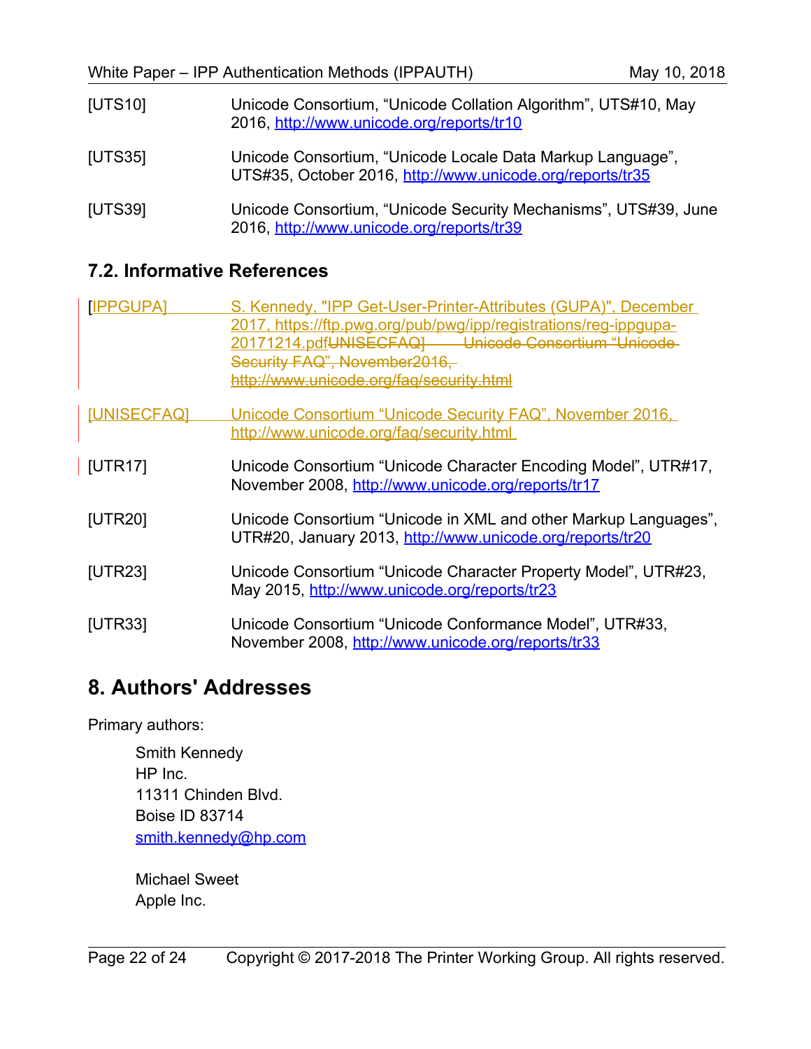[UTS10] Unicode Consortium, “Unicode Collation Algorithm”, UTS#10, May 2016, http://www.unicode.org/reports/tr10

[UTS35] Unicode Consortium, “Unicode Locale Data Markup Language”, UTS#35, October 2016, http://www.unicode.org/reports/tr35

[UTS39] Unicode Consortium, “Unicode Security Mechanisms”, UTS#39, June 2016, http://www.unicode.org/reports/tr39

## 7.2. Informative References

[IPPGUPA] S. Kennedy, "IPP Get-User-Printer-Attributes (GUPA)", December 2017, https://ftp.pwg.org/pub/pwg/ipp/registrations/reg-ippgupa-20171214.pdf~~UNISECFAQ] Unicode Consortium “Unicode Security FAQ”, November2016, http://www.unicode.org/faq/security.html~~

[UNISECFAQ] Unicode Consortium “Unicode Security FAQ”, November 2016, http://www.unicode.org/faq/security.html

[UTR17] Unicode Consortium “Unicode Character Encoding Model”, UTR#17, November 2008, http://www.unicode.org/reports/tr17

[UTR20] Unicode Consortium “Unicode in XML and other Markup Languages”, UTR#20, January 2013, http://www.unicode.org/reports/tr20

[UTR23] Unicode Consortium “Unicode Character Property Model”, UTR#23, May 2015, http://www.unicode.org/reports/tr23

[UTR33] Unicode Consortium “Unicode Conformance Model”, UTR#33, November 2008, http://www.unicode.org/reports/tr33

# 8. Authors' Addresses

Primary authors:

Smith Kennedy
HP Inc.
11311 Chinden Blvd.
Boise ID 83714
smith.kennedy@hp.com

Michael Sweet
Apple Inc.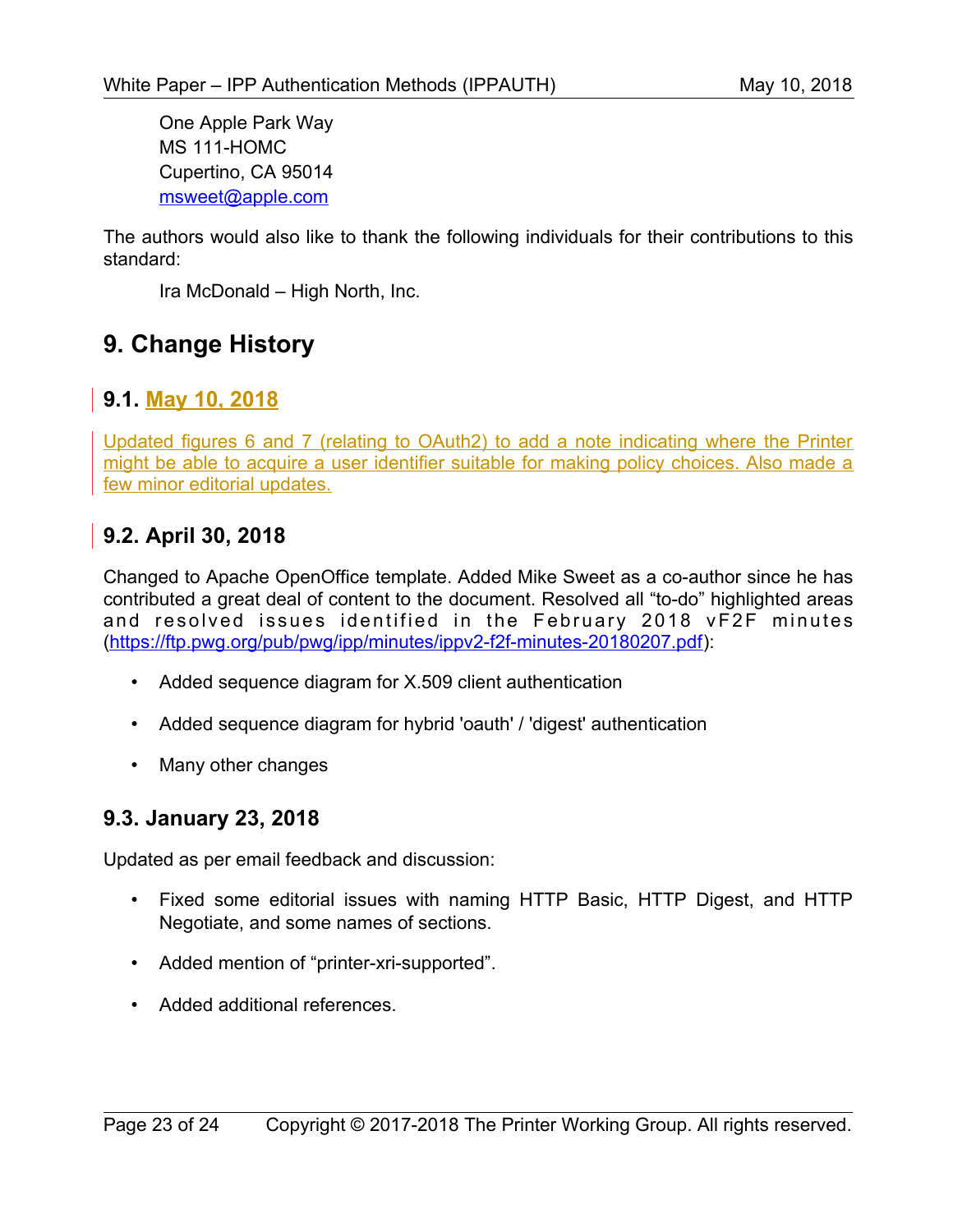One Apple Park Way
MS 111-HOMC
Cupertino, CA 95014
msweet@apple.com

The authors would also like to thank the following individuals for their contributions to this standard:

Ira McDonald – High North, Inc.

# 9. Change History

## 9.1. May 10, 2018

Updated figures 6 and 7 (relating to OAuth2) to add a note indicating where the Printer might be able to acquire a user identifier suitable for making policy choices. Also made a few minor editorial updates.

## 9.2. April 30, 2018

Changed to Apache OpenOffice template. Added Mike Sweet as a co-author since he has contributed a great deal of content to the document. Resolved all "to-do" highlighted areas and resolved issues identified in the February 2018 vF2F minutes (https://ftp.pwg.org/pub/pwg/ipp/minutes/ippv2-f2f-minutes-20180207.pdf):

- Added sequence diagram for X.509 client authentication
- Added sequence diagram for hybrid 'oauth' / 'digest' authentication
- Many other changes

## 9.3. January 23, 2018

Updated as per email feedback and discussion:

- Fixed some editorial issues with naming HTTP Basic, HTTP Digest, and HTTP Negotiate, and some names of sections.
- Added mention of "printer-xri-supported".
- Added additional references.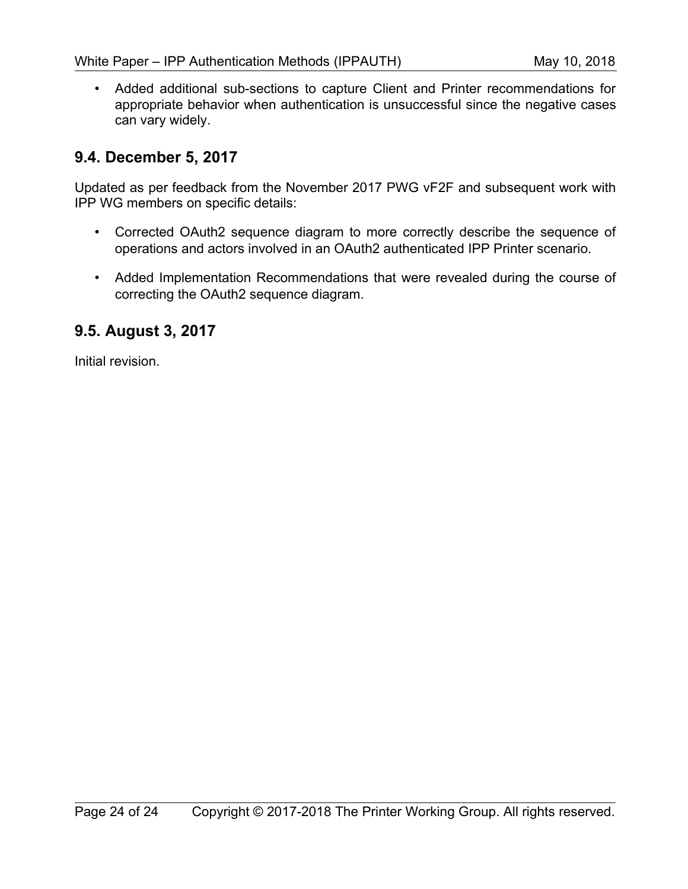- Added additional sub-sections to capture Client and Printer recommendations for appropriate behavior when authentication is unsuccessful since the negative cases can vary widely.

## 9.4. December 5, 2017

Updated as per feedback from the November 2017 PWG vF2F and subsequent work with IPP WG members on specific details:

- Corrected OAuth2 sequence diagram to more correctly describe the sequence of operations and actors involved in an OAuth2 authenticated IPP Printer scenario.
- Added Implementation Recommendations that were revealed during the course of correcting the OAuth2 sequence diagram.

## 9.5. August 3, 2017

Initial revision.